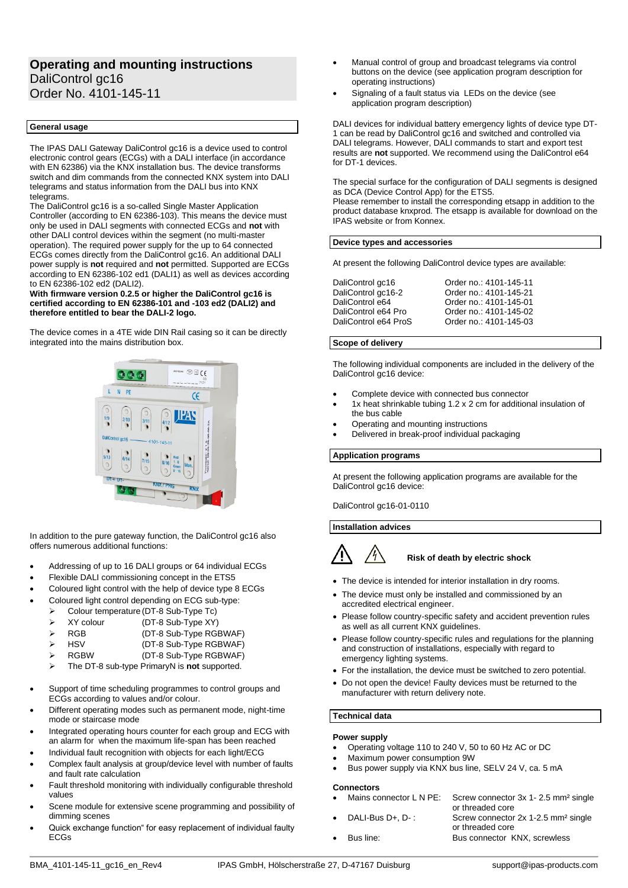# Operating and mounting instructions
DaliControl gc16
Order No. 4101-145-11

## General usage

The IPAS DALI Gateway DaliControl gc16 is a device used to control electronic control gears (ECGs) with a DALI interface (in accordance with EN 62386) via the KNX installation bus. The device transforms switch and dim commands from the connected KNX system into DALI telegrams and status information from the DALI bus into KNX telegrams.
The DaliControl gc16 is a so-called Single Master Application Controller (according to EN 62386-103). This means the device must only be used in DALI segments with connected ECGs and **not** with other DALI control devices within the segment (no multi-master operation). The required power supply for the up to 64 connected ECGs comes directly from the DaliControl gc16. An additional DALI power supply is **not** required and **not** permitted. Supported are ECGs according to EN 62386-102 ed1 (DALI1) as well as devices according to EN 62386-102 ed2 (DALI2).
**With firmware version 0.2.5 or higher the DaliControl gc16 is certified according to EN 62386-101 and -103 ed2 (DALI2) and therefore entitled to bear the DALI-2 logo.**

The device comes in a 4TE wide DIN Rail casing so it can be directly integrated into the mains distribution box.

In addition to the pure gateway function, the DaliControl gc16 also offers numerous additional functions:

- Addressing of up to 16 DALI groups or 64 individual ECGs
- Flexible DALI commissioning concept in the ETS5
- Coloured light control with the help of device type 8 ECGs
- Coloured light control depending on ECG sub-type:
  - Colour temperature (DT-8 Sub-Type Tc)
  - XY colour (DT-8 Sub-Type XY)
  - RGB (DT-8 Sub-Type RGBWAF)
  - HSV (DT-8 Sub-Type RGBWAF)
  - RGBW (DT-8 Sub-Type RGBWAF)
  - The DT-8 sub-type PrimaryN is **not** supported.
- Support of time scheduling programmes to control groups and ECGs according to values and/or colour.
- Different operating modes such as permanent mode, night-time mode or staircase mode
- Integrated operating hours counter for each group and ECG with an alarm for when the maximum life-span has been reached
- Individual fault recognition with objects for each light/ECG
- Complex fault analysis at group/device level with number of faults and fault rate calculation
- Fault threshold monitoring with individually configurable threshold values
- Scene module for extensive scene programming and possibility of dimming scenes
- Quick exchange function" for easy replacement of individual faulty ECGs
- Manual control of group and broadcast telegrams via control buttons on the device (see application program description for operating instructions)
- Signaling of a fault status via LEDs on the device (see application program description)

DALI devices for individual battery emergency lights of device type DT-1 can be read by DaliControl gc16 and switched and controlled via DALI telegrams. However, DALI commands to start and export test results are **not** supported. We recommend using the DaliControl e64 for DT-1 devices.

The special surface for the configuration of DALI segments is designed as DCA (Device Control App) for the ETS5.
Please remember to install the corresponding etsapp in addition to the product database knxprod. The etsapp is available for download on the IPAS website or from Konnex.

## Device types and accessories

At present the following DaliControl device types are available:

| | |
|---|---|
| DaliControl gc16 | Order no.: 4101-145-11 |
| DaliControl gc16-2 | Order no.: 4101-145-21 |
| DaliControl e64 | Order no.: 4101-145-01 |
| DaliControl e64 Pro | Order no.: 4101-145-02 |
| DaliControl e64 ProS | Order no.: 4101-145-03 |

## Scope of delivery

The following individual components are included in the delivery of the DaliControl gc16 device:

- Complete device with connected bus connector
- 1x heat shrinkable tubing 1.2 x 2 cm for additional insulation of the bus cable
- Operating and mounting instructions
- Delivered in break-proof individual packaging

## Application programs

At present the following application programs are available for the DaliControl gc16 device:

DaliControl gc16-01-0110

## Installation advices

**Risk of death by electric shock**

- The device is intended for interior installation in dry rooms.
- The device must only be installed and commissioned by an accredited electrical engineer.
- Please follow country-specific safety and accident prevention rules as well as all current KNX guidelines.
- Please follow country-specific rules and regulations for the planning and construction of installations, especially with regard to emergency lighting systems.
- For the installation, the device must be switched to zero potential.
- Do not open the device! Faulty devices must be returned to the manufacturer with return delivery note.

## Technical data

### Power supply

- Operating voltage 110 to 240 V, 50 to 60 Hz AC or DC
- Maximum power consumption 9W
- Bus power supply via KNX bus line, SELV 24 V, ca. 5 mA

### Connectors

- Mains connector L N PE: Screw connector 3x 1- 2.5 mm² single or threaded core
- DALI-Bus D+, D- : Screw connector 2x 1-2.5 mm² single or threaded core
- Bus line: Bus connector KNX, screwless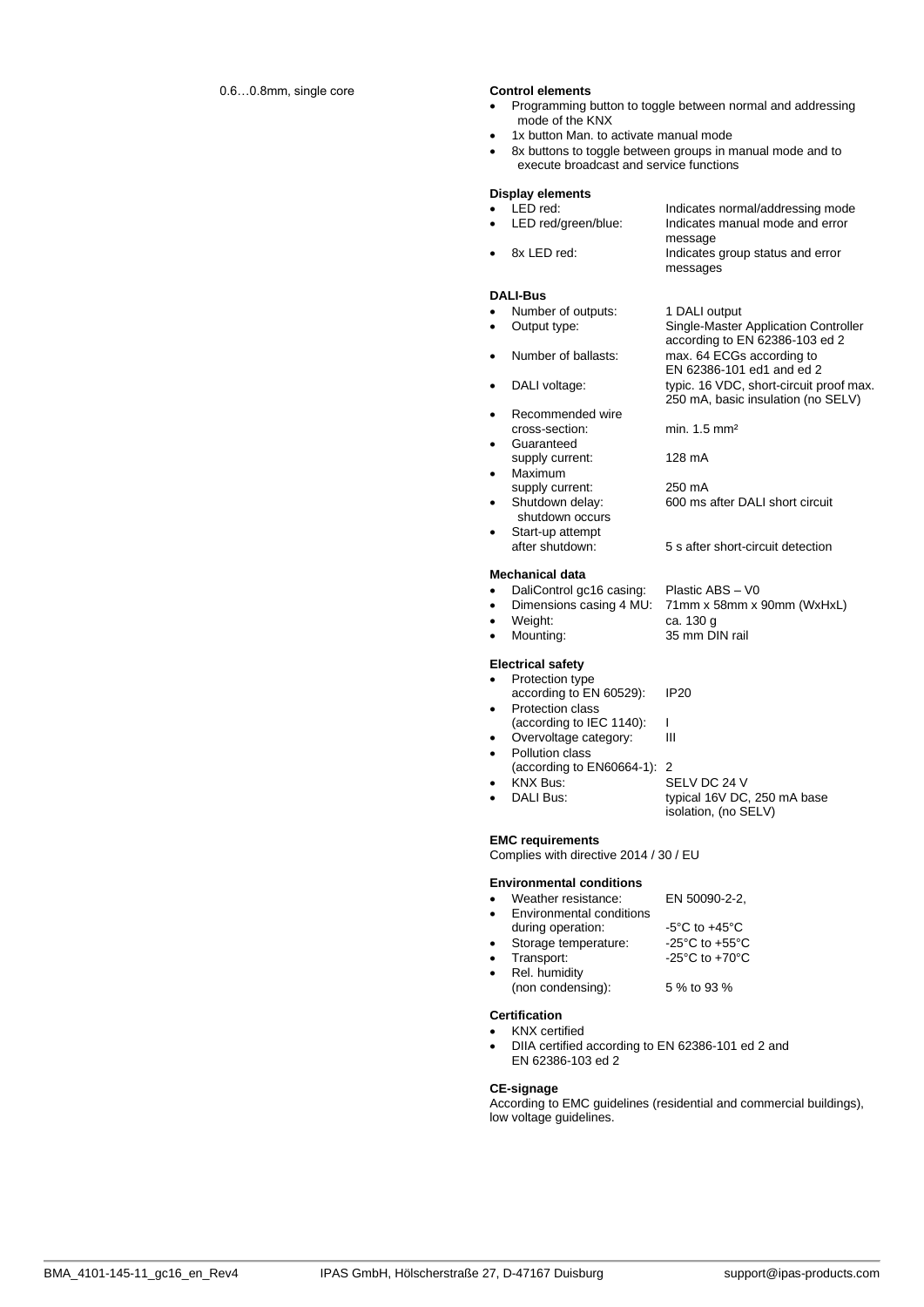0.6…0.8mm, single core

**Control elements**

- Programming button to toggle between normal and addressing mode of the KNX
- 1x button Man. to activate manual mode
- 8x buttons to toggle between groups in manual mode and to execute broadcast and service functions

**Display elements**

- LED red: Indicates normal/addressing mode
- LED red/green/blue: Indicates manual mode and error message
- 8x LED red: Indicates group status and error messages

**DALI-Bus**

- Number of outputs: 1 DALI output
- Output type: Single-Master Application Controller according to EN 62386-103 ed 2
- Number of ballasts: max. 64 ECGs according to EN 62386-101 ed1 and ed 2
- DALI voltage: typic. 16 VDC, short-circuit proof max. 250 mA, basic insulation (no SELV)
- Recommended wire cross-section: min. 1.5 mm²
- Guaranteed supply current: 128 mA
- Maximum supply current: 250 mA
- Shutdown delay: shutdown occurs 600 ms after DALI short circuit
- Start-up attempt after shutdown: 5 s after short-circuit detection

**Mechanical data**

- DaliControl gc16 casing: Plastic ABS – V0
- Dimensions casing 4 MU: 71mm x 58mm x 90mm (WxHxL)
- Weight: ca. 130 g
- Mounting: 35 mm DIN rail

**Electrical safety**

- Protection type (according to EN 60529): IP20
- Protection class (according to IEC 1140): I
- Overvoltage category: III
- Pollution class (according to EN60664-1): 2
- KNX Bus: SELV DC 24 V
- DALI Bus: typical 16V DC, 250 mA base isolation, (no SELV)

**EMC requirements**

Complies with directive 2014 / 30 / EU

**Environmental conditions**

- Weather resistance: EN 50090-2-2,
- Environmental conditions during operation: -5°C to +45°C
- Storage temperature: -25°C to +55°C
- Transport: -25°C to +70°C
- Rel. humidity (non condensing): 5 % to 93 %

**Certification**

- KNX certified
- DIIA certified according to EN 62386-101 ed 2 and EN 62386-103 ed 2

**CE-signage**

According to EMC guidelines (residential and commercial buildings), low voltage guidelines.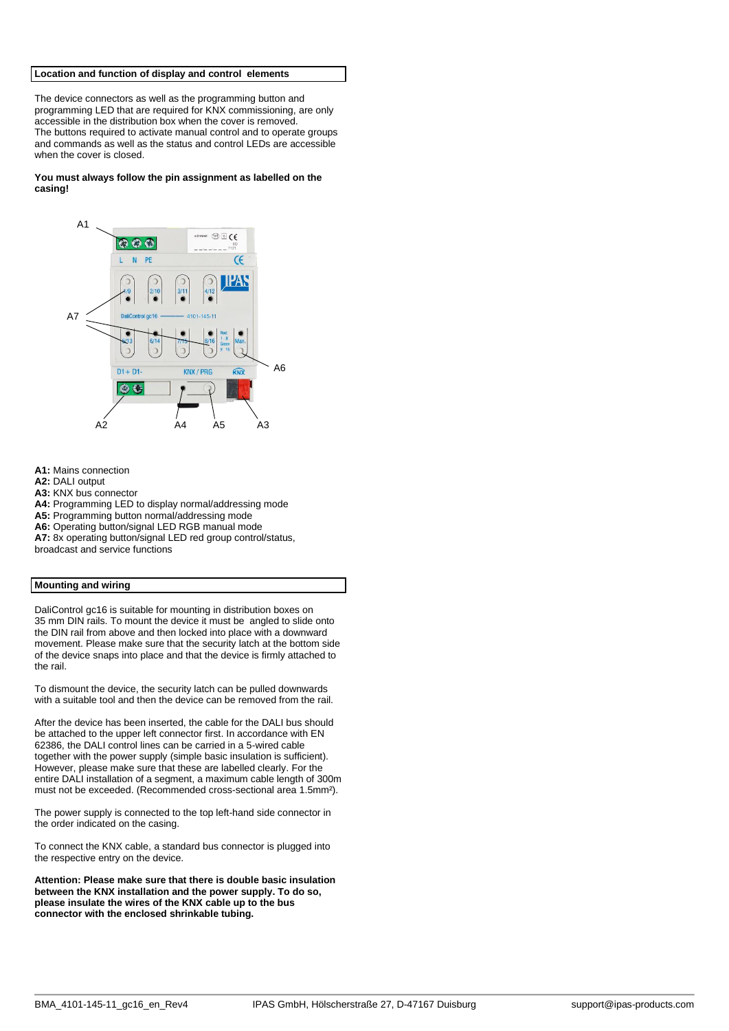## Location and function of display and control elements

The device connectors as well as the programming button and programming LED that are required for KNX commissioning, are only accessible in the distribution box when the cover is removed.
The buttons required to activate manual control and to operate groups and commands as well as the status and control LEDs are accessible when the cover is closed.

**You must always follow the pin assignment as labelled on the casing!**

A1

A7

A6

A2 A4 A5 A3

**A1:** Mains connection
**A2:** DALI output
**A3:** KNX bus connector
**A4:** Programming LED to display normal/addressing mode
**A5:** Programming button normal/addressing mode
**A6:** Operating button/signal LED RGB manual mode
**A7:** 8x operating button/signal LED red group control/status, broadcast and service functions

## Mounting and wiring

DaliControl gc16 is suitable for mounting in distribution boxes on 35 mm DIN rails. To mount the device it must be angled to slide onto the DIN rail from above and then locked into place with a downward movement. Please make sure that the security latch at the bottom side of the device snaps into place and that the device is firmly attached to the rail.

To dismount the device, the security latch can be pulled downwards with a suitable tool and then the device can be removed from the rail.

After the device has been inserted, the cable for the DALI bus should be attached to the upper left connector first. In accordance with EN 62386, the DALI control lines can be carried in a 5-wired cable together with the power supply (simple basic insulation is sufficient). However, please make sure that these are labelled clearly. For the entire DALI installation of a segment, a maximum cable length of 300m must not be exceeded. (Recommended cross-sectional area 1.5mm²).

The power supply is connected to the top left-hand side connector in the order indicated on the casing.

To connect the KNX cable, a standard bus connector is plugged into the respective entry on the device.

**Attention: Please make sure that there is double basic insulation between the KNX installation and the power supply. To do so, please insulate the wires of the KNX cable up to the bus connector with the enclosed shrinkable tubing.**